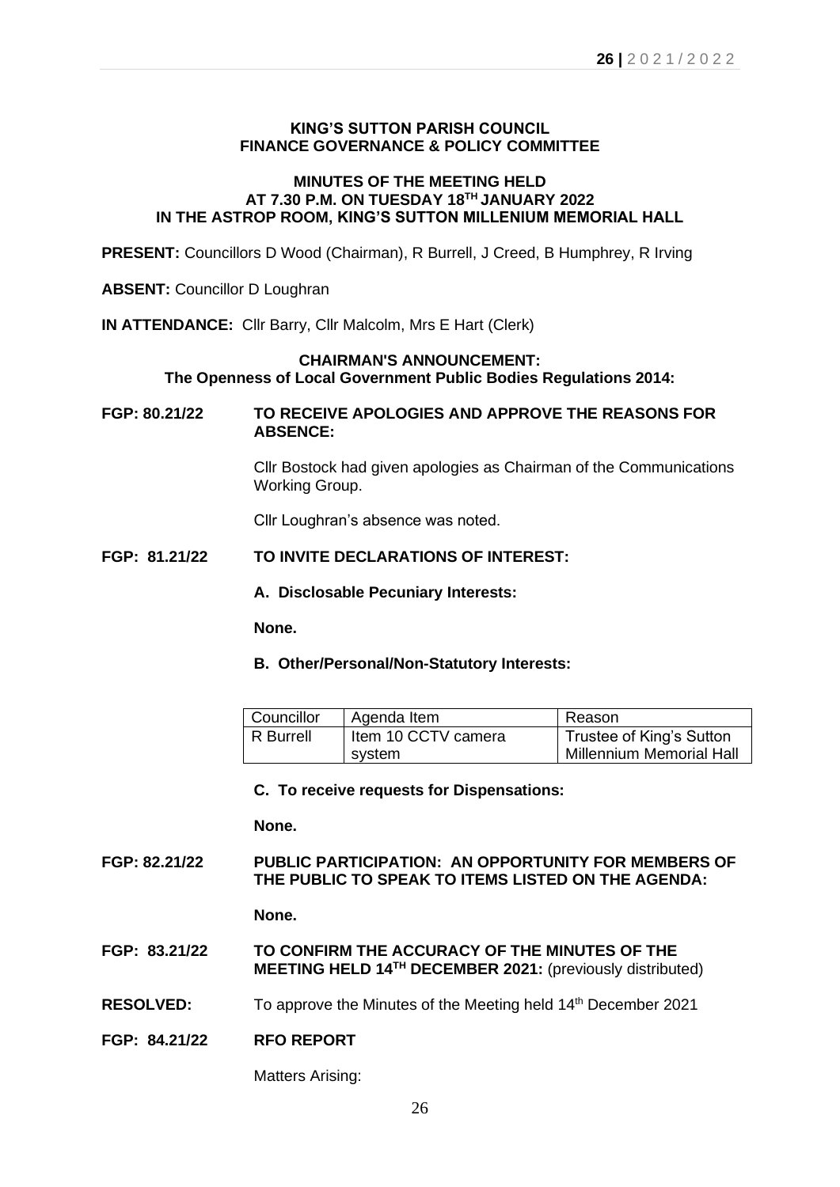**KING'S SUTTON PARISH COUNCIL**
**FINANCE GOVERNANCE & POLICY COMMITTEE**

**MINUTES OF THE MEETING HELD**
**AT 7.30 P.M. ON TUESDAY 18TH JANUARY 2022**
**IN THE ASTROP ROOM, KING'S SUTTON MILLENIUM MEMORIAL HALL**

**PRESENT:** Councillors D Wood (Chairman), R Burrell, J Creed, B Humphrey, R Irving

**ABSENT:** Councillor D Loughran

**IN ATTENDANCE:** Cllr Barry, Cllr Malcolm, Mrs E Hart (Clerk)

**CHAIRMAN'S ANNOUNCEMENT:**
**The Openness of Local Government Public Bodies Regulations 2014:**

**FGP: 80.21/22 TO RECEIVE APOLOGIES AND APPROVE THE REASONS FOR ABSENCE:**

Cllr Bostock had given apologies as Chairman of the Communications Working Group.

Cllr Loughran's absence was noted.

**FGP: 81.21/22 TO INVITE DECLARATIONS OF INTEREST:**

**A. Disclosable Pecuniary Interests:**

**None.**

**B. Other/Personal/Non-Statutory Interests:**

| Councillor | Agenda Item | Reason |
|---|---|---|
| R Burrell | Item 10 CCTV camera system | Trustee of King's Sutton Millennium Memorial Hall |

**C. To receive requests for Dispensations:**

**None.**

**FGP: 82.21/22 PUBLIC PARTICIPATION: AN OPPORTUNITY FOR MEMBERS OF THE PUBLIC TO SPEAK TO ITEMS LISTED ON THE AGENDA:**

**None.**

**FGP: 83.21/22 TO CONFIRM THE ACCURACY OF THE MINUTES OF THE MEETING HELD 14TH DECEMBER 2021:** (previously distributed)

**RESOLVED:** To approve the Minutes of the Meeting held 14th December 2021

**FGP: 84.21/22 RFO REPORT**

Matters Arising: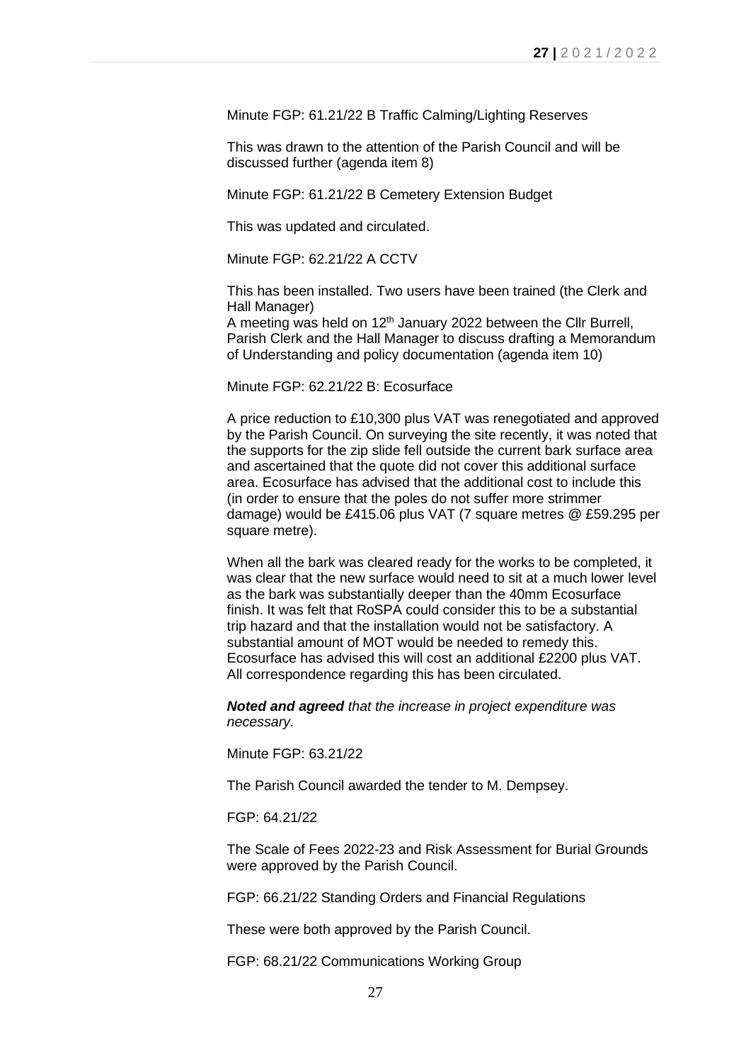Minute FGP: 61.21/22 B Traffic Calming/Lighting Reserves

This was drawn to the attention of the Parish Council and will be discussed further (agenda item 8)

Minute FGP: 61.21/22 B Cemetery Extension Budget

This was updated and circulated.

Minute FGP: 62.21/22 A CCTV

This has been installed. Two users have been trained (the Clerk and Hall Manager)
A meeting was held on 12th January 2022 between the Cllr Burrell, Parish Clerk and the Hall Manager to discuss drafting a Memorandum of Understanding and policy documentation (agenda item 10)

Minute FGP: 62.21/22 B: Ecosurface

A price reduction to £10,300 plus VAT was renegotiated and approved by the Parish Council. On surveying the site recently, it was noted that the supports for the zip slide fell outside the current bark surface area and ascertained that the quote did not cover this additional surface area. Ecosurface has advised that the additional cost to include this (in order to ensure that the poles do not suffer more strimmer damage) would be £415.06 plus VAT (7 square metres @ £59.295 per square metre).

When all the bark was cleared ready for the works to be completed, it was clear that the new surface would need to sit at a much lower level as the bark was substantially deeper than the 40mm Ecosurface finish. It was felt that RoSPA could consider this to be a substantial trip hazard and that the installation would not be satisfactory. A substantial amount of MOT would be needed to remedy this. Ecosurface has advised this will cost an additional £2200 plus VAT. All correspondence regarding this has been circulated.

***Noted and agreed*** *that the increase in project expenditure was necessary.*

Minute FGP: 63.21/22

The Parish Council awarded the tender to M. Dempsey.

FGP: 64.21/22

The Scale of Fees 2022-23 and Risk Assessment for Burial Grounds were approved by the Parish Council.

FGP: 66.21/22 Standing Orders and Financial Regulations

These were both approved by the Parish Council.

FGP: 68.21/22 Communications Working Group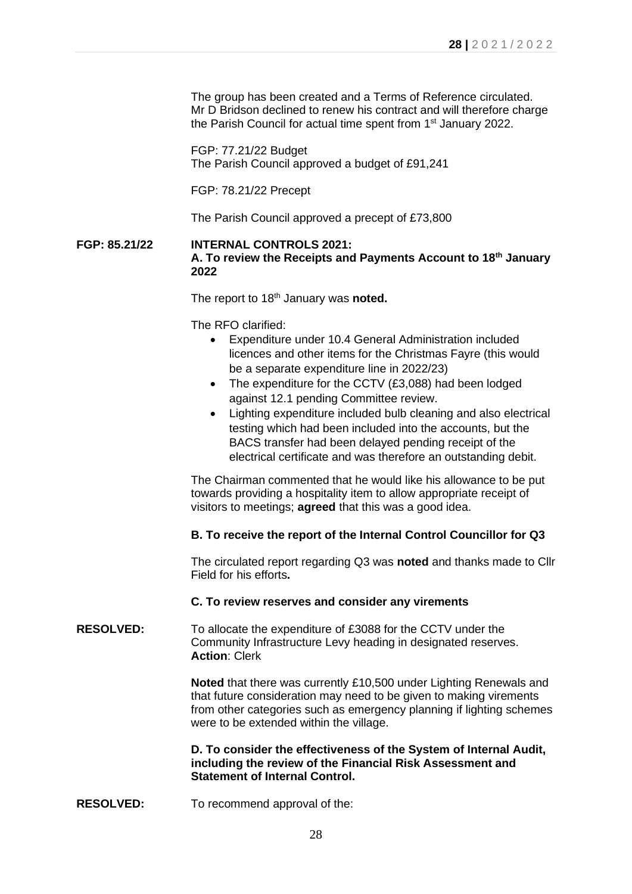The group has been created and a Terms of Reference circulated. Mr D Bridson declined to renew his contract and will therefore charge the Parish Council for actual time spent from 1st January 2022.

FGP: 77.21/22 Budget
The Parish Council approved a budget of £91,241

FGP: 78.21/22 Precept

The Parish Council approved a precept of £73,800

**FGP: 85.21/22** **INTERNAL CONTROLS 2021:**
**A. To review the Receipts and Payments Account to 18th January 2022**

The report to 18th January was **noted.**

The RFO clarified:

- Expenditure under 10.4 General Administration included licences and other items for the Christmas Fayre (this would be a separate expenditure line in 2022/23)
- The expenditure for the CCTV (£3,088) had been lodged against 12.1 pending Committee review.
- Lighting expenditure included bulb cleaning and also electrical testing which had been included into the accounts, but the BACS transfer had been delayed pending receipt of the electrical certificate and was therefore an outstanding debit.

The Chairman commented that he would like his allowance to be put towards providing a hospitality item to allow appropriate receipt of visitors to meetings; **agreed** that this was a good idea.

**B. To receive the report of the Internal Control Councillor for Q3**

The circulated report regarding Q3 was **noted** and thanks made to Cllr Field for his efforts**.**

**C. To review reserves and consider any virements**

**RESOLVED:** To allocate the expenditure of £3088 for the CCTV under the Community Infrastructure Levy heading in designated reserves.
**Action**: Clerk

**Noted** that there was currently £10,500 under Lighting Renewals and that future consideration may need to be given to making virements from other categories such as emergency planning if lighting schemes were to be extended within the village.

**D. To consider the effectiveness of the System of Internal Audit, including the review of the Financial Risk Assessment and Statement of Internal Control.**

**RESOLVED:** To recommend approval of the: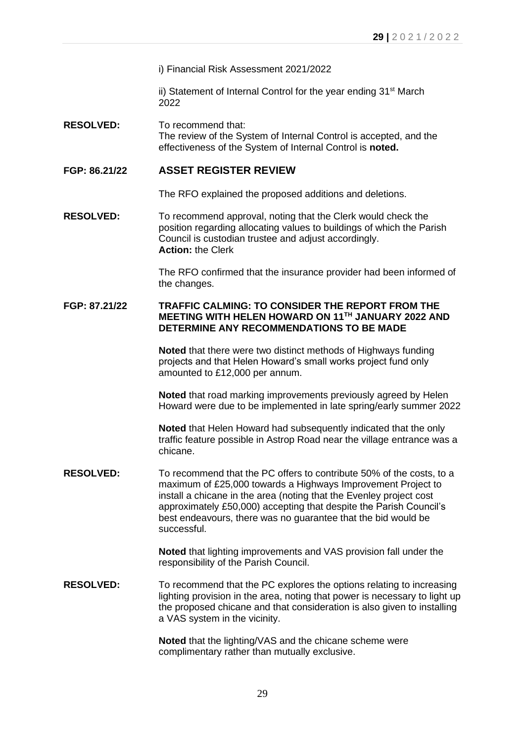i) Financial Risk Assessment 2021/2022

ii) Statement of Internal Control for the year ending 31st March 2022

**RESOLVED:** To recommend that:
The review of the System of Internal Control is accepted, and the effectiveness of the System of Internal Control is **noted.**

## FGP: 86.21/22 ASSET REGISTER REVIEW

The RFO explained the proposed additions and deletions.

**RESOLVED:** To recommend approval, noting that the Clerk would check the position regarding allocating values to buildings of which the Parish Council is custodian trustee and adjust accordingly.
**Action:** the Clerk

The RFO confirmed that the insurance provider had been informed of the changes.

## FGP: 87.21/22 TRAFFIC CALMING: TO CONSIDER THE REPORT FROM THE MEETING WITH HELEN HOWARD ON 11TH JANUARY 2022 AND DETERMINE ANY RECOMMENDATIONS TO BE MADE

**Noted** that there were two distinct methods of Highways funding projects and that Helen Howard's small works project fund only amounted to £12,000 per annum.

**Noted** that road marking improvements previously agreed by Helen Howard were due to be implemented in late spring/early summer 2022

**Noted** that Helen Howard had subsequently indicated that the only traffic feature possible in Astrop Road near the village entrance was a chicane.

**RESOLVED:** To recommend that the PC offers to contribute 50% of the costs, to a maximum of £25,000 towards a Highways Improvement Project to install a chicane in the area (noting that the Evenley project cost approximately £50,000) accepting that despite the Parish Council's best endeavours, there was no guarantee that the bid would be successful.

**Noted** that lighting improvements and VAS provision fall under the responsibility of the Parish Council.

**RESOLVED:** To recommend that the PC explores the options relating to increasing lighting provision in the area, noting that power is necessary to light up the proposed chicane and that consideration is also given to installing a VAS system in the vicinity.

**Noted** that the lighting/VAS and the chicane scheme were complimentary rather than mutually exclusive.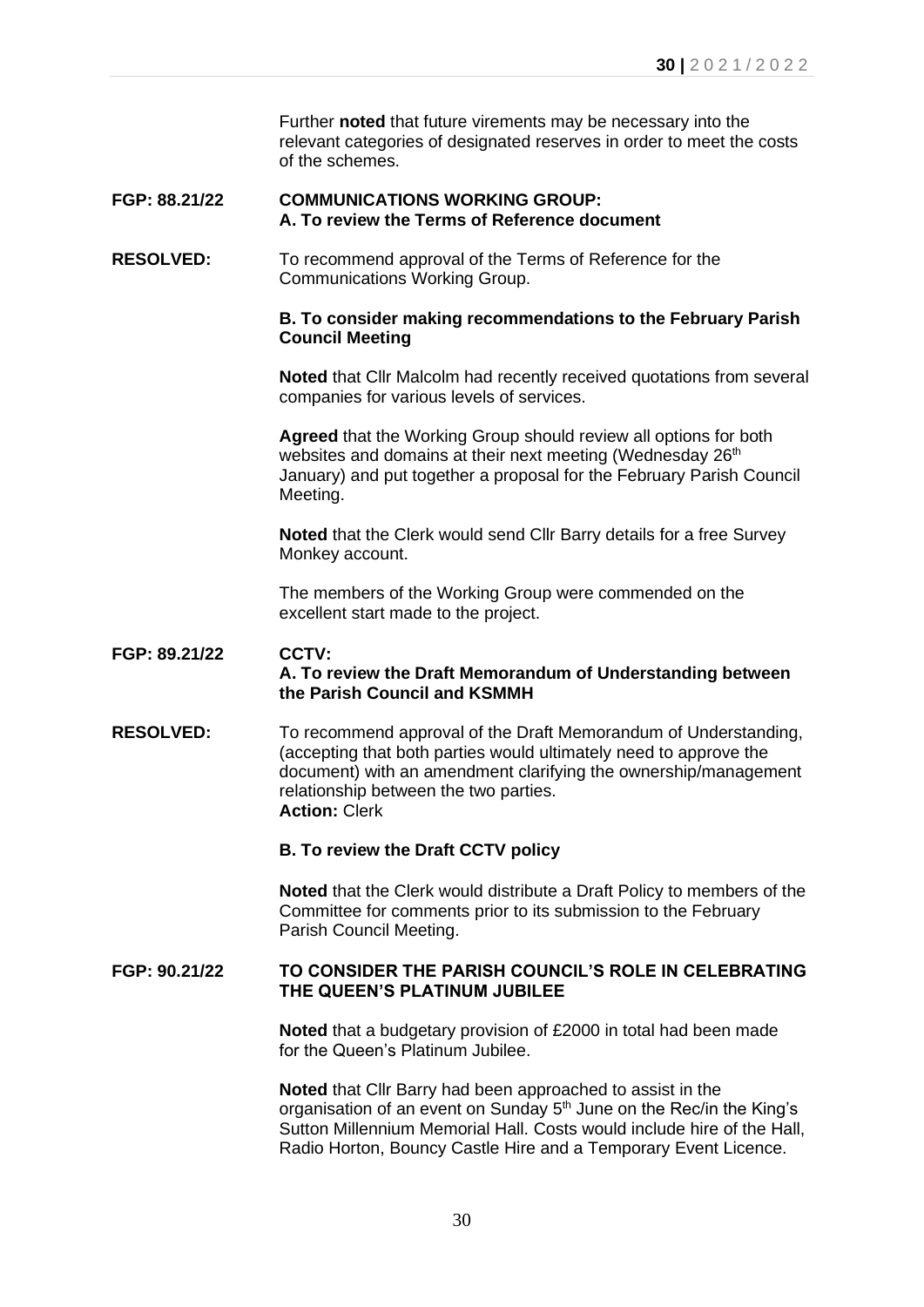Further **noted** that future virements may be necessary into the relevant categories of designated reserves in order to meet the costs of the schemes.

**FGP: 88.21/22** **COMMUNICATIONS WORKING GROUP:**
**A. To review the Terms of Reference document**

**RESOLVED:** To recommend approval of the Terms of Reference for the Communications Working Group.

**B. To consider making recommendations to the February Parish Council Meeting**

**Noted** that Cllr Malcolm had recently received quotations from several companies for various levels of services.

**Agreed** that the Working Group should review all options for both websites and domains at their next meeting (Wednesday 26th January) and put together a proposal for the February Parish Council Meeting.

**Noted** that the Clerk would send Cllr Barry details for a free Survey Monkey account.

The members of the Working Group were commended on the excellent start made to the project.

**FGP: 89.21/22** **CCTV:**
**A. To review the Draft Memorandum of Understanding between the Parish Council and KSMMH**

**RESOLVED:** To recommend approval of the Draft Memorandum of Understanding, (accepting that both parties would ultimately need to approve the document) with an amendment clarifying the ownership/management relationship between the two parties.
**Action:** Clerk

**B. To review the Draft CCTV policy**

**Noted** that the Clerk would distribute a Draft Policy to members of the Committee for comments prior to its submission to the February Parish Council Meeting.

**FGP: 90.21/22** **TO CONSIDER THE PARISH COUNCIL'S ROLE IN CELEBRATING THE QUEEN'S PLATINUM JUBILEE**

**Noted** that a budgetary provision of £2000 in total had been made for the Queen's Platinum Jubilee.

**Noted** that Cllr Barry had been approached to assist in the organisation of an event on Sunday 5th June on the Rec/in the King's Sutton Millennium Memorial Hall. Costs would include hire of the Hall, Radio Horton, Bouncy Castle Hire and a Temporary Event Licence.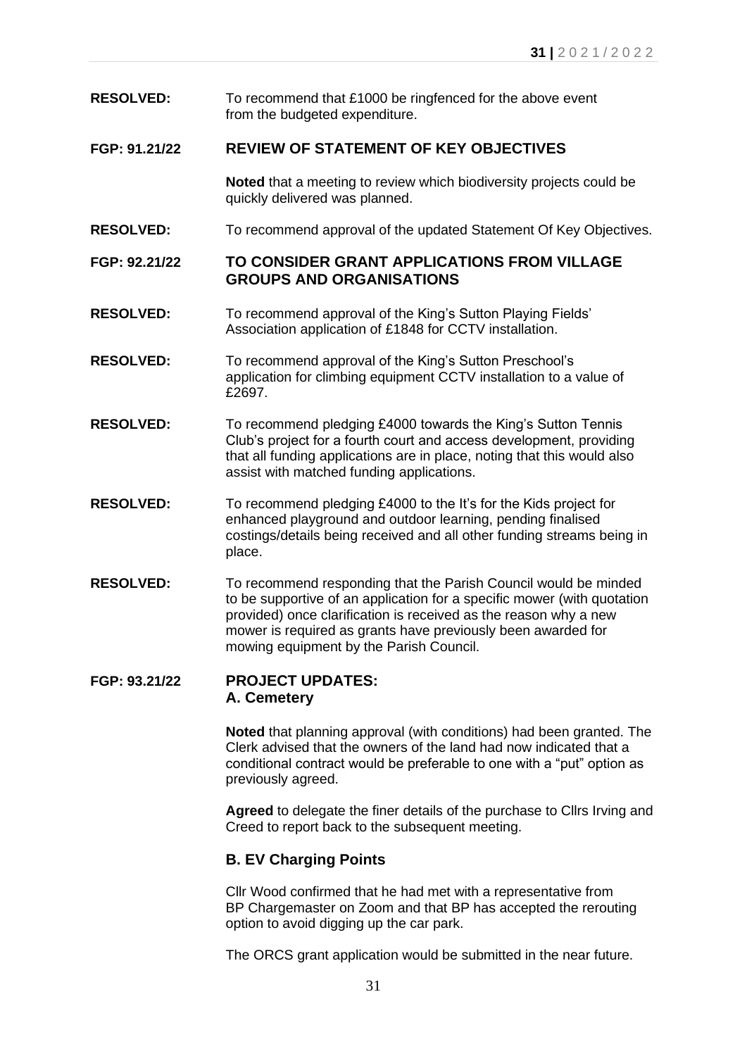**RESOLVED:** To recommend that £1000 be ringfenced for the above event from the budgeted expenditure.

## FGP: 91.21/22 REVIEW OF STATEMENT OF KEY OBJECTIVES

**Noted** that a meeting to review which biodiversity projects could be quickly delivered was planned.

**RESOLVED:** To recommend approval of the updated Statement Of Key Objectives.

## FGP: 92.21/22 TO CONSIDER GRANT APPLICATIONS FROM VILLAGE GROUPS AND ORGANISATIONS

**RESOLVED:** To recommend approval of the King's Sutton Playing Fields' Association application of £1848 for CCTV installation.

**RESOLVED:** To recommend approval of the King's Sutton Preschool's application for climbing equipment CCTV installation to a value of £2697.

**RESOLVED:** To recommend pledging £4000 towards the King's Sutton Tennis Club's project for a fourth court and access development, providing that all funding applications are in place, noting that this would also assist with matched funding applications.

**RESOLVED:** To recommend pledging £4000 to the It's for the Kids project for enhanced playground and outdoor learning, pending finalised costings/details being received and all other funding streams being in place.

**RESOLVED:** To recommend responding that the Parish Council would be minded to be supportive of an application for a specific mower (with quotation provided) once clarification is received as the reason why a new mower is required as grants have previously been awarded for mowing equipment by the Parish Council.

## FGP: 93.21/22 PROJECT UPDATES:

### A. Cemetery

**Noted** that planning approval (with conditions) had been granted. The Clerk advised that the owners of the land had now indicated that a conditional contract would be preferable to one with a "put" option as previously agreed.

**Agreed** to delegate the finer details of the purchase to Cllrs Irving and Creed to report back to the subsequent meeting.

### B. EV Charging Points

Cllr Wood confirmed that he had met with a representative from BP Chargemaster on Zoom and that BP has accepted the rerouting option to avoid digging up the car park.

The ORCS grant application would be submitted in the near future.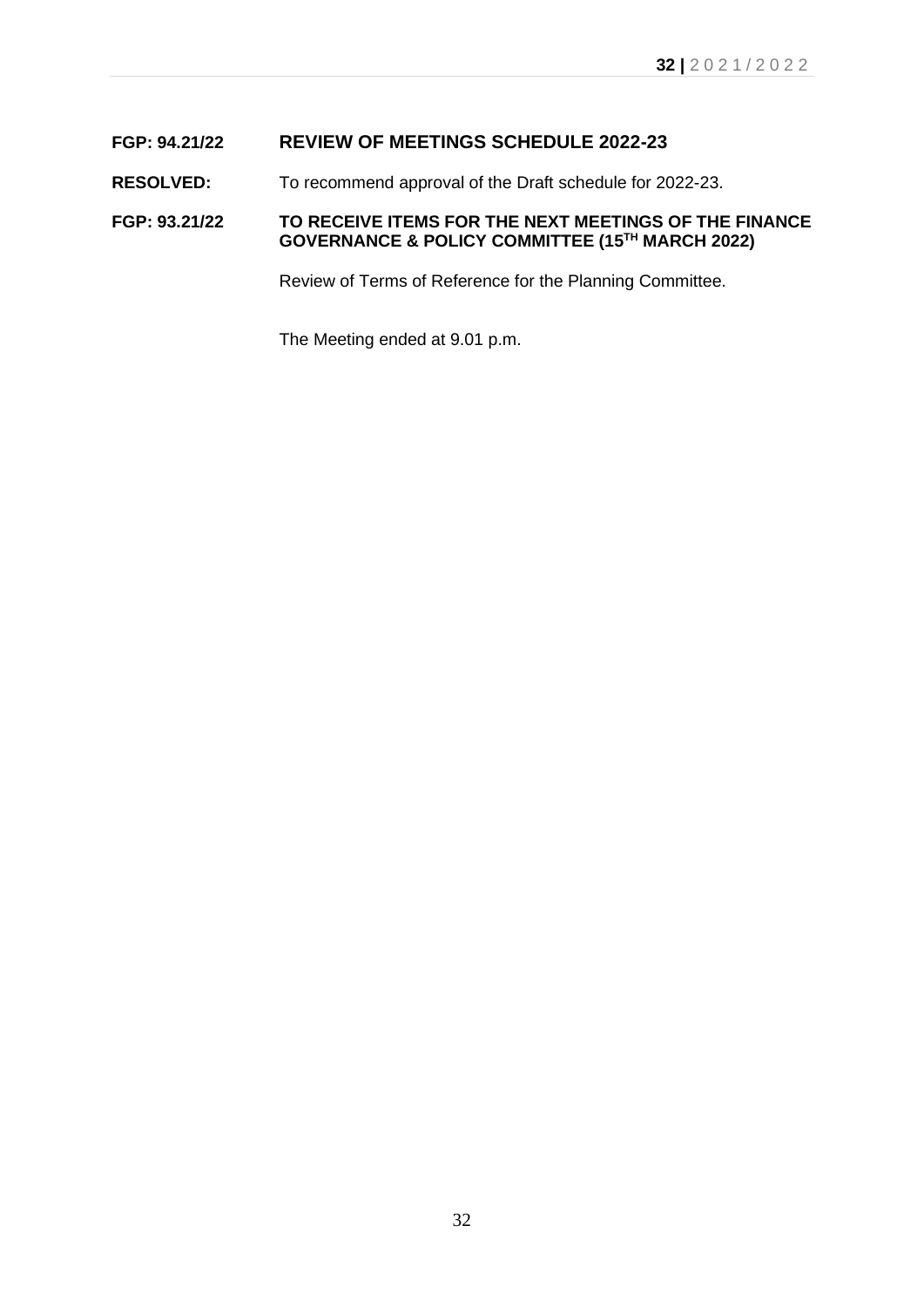**FGP: 94.21/22 REVIEW OF MEETINGS SCHEDULE 2022-23**

**RESOLVED:** To recommend approval of the Draft schedule for 2022-23.

**FGP: 93.21/22 TO RECEIVE ITEMS FOR THE NEXT MEETINGS OF THE FINANCE GOVERNANCE & POLICY COMMITTEE (15TH MARCH 2022)**

Review of Terms of Reference for the Planning Committee.

The Meeting ended at 9.01 p.m.